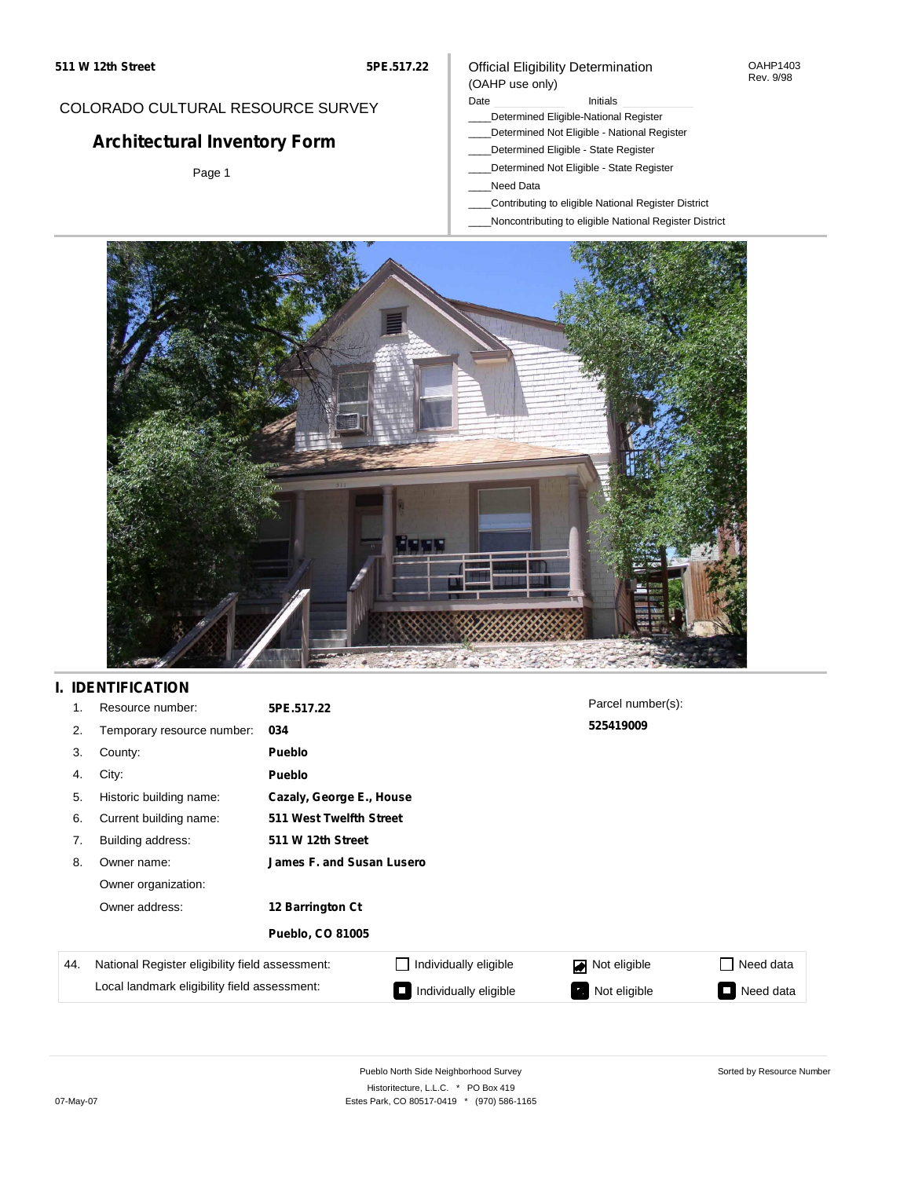511 W 12th Street | 5PE.517.22

COLORADO CULTURAL RESOURCE SURVEY

# Architectural Inventory Form

Page 1

Official Eligibility Determination
(OAHP use only)

OAHP1403
Rev. 9/98

Date ____________ Initials ____________

____Determined Eligible-National Register
____Determined Not Eligible - National Register
____Determined Eligible - State Register
____Determined Not Eligible - State Register
____Need Data
____Contributing to eligible National Register District
____Noncontributing to eligible National Register District

## I. IDENTIFICATION

| | | |
|---|---|---|
| 1. | Resource number: | **5PE.517.22** |
| 2. | Temporary resource number: | **034** |
| 3. | County: | **Pueblo** |
| 4. | City: | **Pueblo** |
| 5. | Historic building name: | **Cazaly, George E., House** |
| 6. | Current building name: | **511 West Twelfth Street** |
| 7. | Building address: | **511 W 12th Street** |
| 8. | Owner name: | **James F. and Susan Lusero** |
| | Owner organization: | |
| | Owner address: | **12 Barrington Ct** |
| | | **Pueblo, CO 81005** |

Parcel number(s):
**525419009**

| 44. | | | | |
|---|---|---|---|---|
| National Register eligibility field assessment: | ☐ Individually eligible | ☑ Not eligible | ☐ Need data |
| Local landmark eligibility field assessment: | ☐ Individually eligible | ☐ Not eligible | ☐ Need data |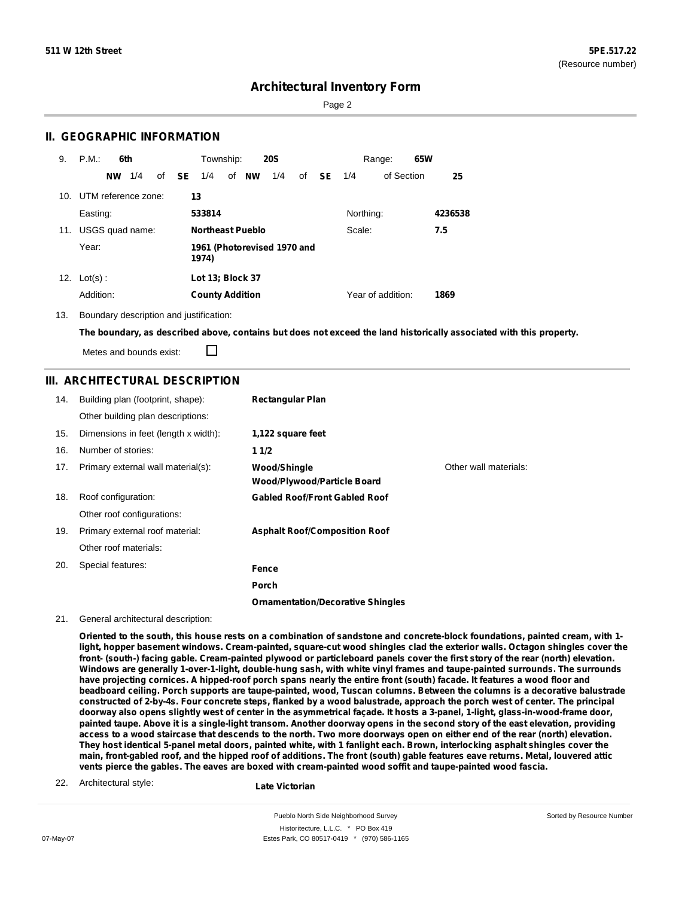**511 W 12th Street** **5PE.517.22**
(Resource number)

# Architectural Inventory Form

## II. GEOGRAPHIC INFORMATION

9. P.M.: **6th** Township: **20S** Range: **65W**
   **NW** 1/4 of **SE** 1/4 of **NW** 1/4 of **SE** 1/4 of Section **25**

10. UTM reference zone: **13**
    Easting: **533814** Northing: **4236538**

11. USGS quad name: **Northeast Pueblo** Scale: **7.5**
    Year: **1961 (Photorevised 1970 and 1974)**

12. Lot(s) : **Lot 13; Block 37**
    Addition: **County Addition** Year of addition: **1869**

13. Boundary description and justification:
    **The boundary, as described above, contains but does not exceed the land historically associated with this property.**
    Metes and bounds exist: ☐

## III. ARCHITECTURAL DESCRIPTION

14. Building plan (footprint, shape): **Rectangular Plan**
    Other building plan descriptions:
15. Dimensions in feet (length x width): **1,122 square feet**
16. Number of stories: **1 1/2**
17. Primary external wall material(s): **Wood/Shingle**, **Wood/Plywood/Particle Board**
    Other wall materials:
18. Roof configuration: **Gabled Roof/Front Gabled Roof**
    Other roof configurations:
19. Primary external roof material: **Asphalt Roof/Composition Roof**
    Other roof materials:
20. Special features: **Fence**, **Porch**, **Ornamentation/Decorative Shingles**
21. General architectural description:
    **Oriented to the south, this house rests on a combination of sandstone and concrete-block foundations, painted cream, with 1-light, hopper basement windows. Cream-painted, square-cut wood shingles clad the exterior walls. Octagon shingles cover the front- (south-) facing gable. Cream-painted plywood or particleboard panels cover the first story of the rear (north) elevation. Windows are generally 1-over-1-light, double-hung sash, with white vinyl frames and taupe-painted surrounds. The surrounds have projecting cornices. A hipped-roof porch spans nearly the entire front (south) facade. It features a wood floor and beadboard ceiling. Porch supports are taupe-painted, wood, Tuscan columns. Between the columns is a decorative balustrade constructed of 2-by-4s. Four concrete steps, flanked by a wood balustrade, approach the porch west of center. The principal doorway also opens slightly west of center in the asymmetrical façade. It hosts a 3-panel, 1-light, glass-in-wood-frame door, painted taupe. Above it is a single-light transom. Another doorway opens in the second story of the east elevation, providing access to a wood staircase that descends to the north. Two more doorways open on either end of the rear (north) elevation. They host identical 5-panel metal doors, painted white, with 1 fanlight each. Brown, interlocking asphalt shingles cover the main, front-gabled roof, and the hipped roof of additions. The front (south) gable features eave returns. Metal, louvered attic vents pierce the gables. The eaves are boxed with cream-painted wood soffit and taupe-painted wood fascia.**
22. Architectural style: **Late Victorian**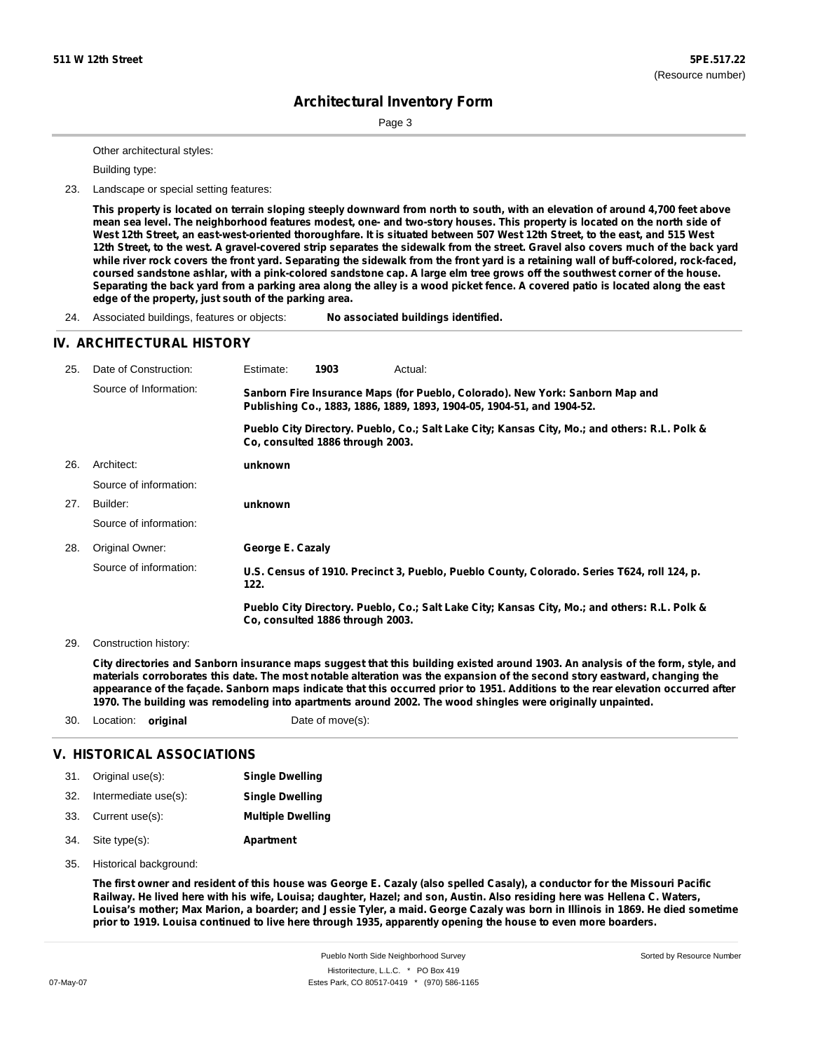Other architectural styles:

Building type:

23. Landscape or special setting features:

**This property is located on terrain sloping steeply downward from north to south, with an elevation of around 4,700 feet above mean sea level. The neighborhood features modest, one- and two-story houses. This property is located on the north side of West 12th Street, an east-west-oriented thoroughfare. It is situated between 507 West 12th Street, to the east, and 515 West 12th Street, to the west. A gravel-covered strip separates the sidewalk from the street. Gravel also covers much of the back yard while river rock covers the front yard. Separating the sidewalk from the front yard is a retaining wall of buff-colored, rock-faced, coursed sandstone ashlar, with a pink-colored sandstone cap. A large elm tree grows off the southwest corner of the house. Separating the back yard from a parking area along the alley is a wood picket fence. A covered patio is located along the east edge of the property, just south of the parking area.**

24. Associated buildings, features or objects: **No associated buildings identified.**

## IV. ARCHITECTURAL HISTORY

25. Date of Construction: Estimate: **1903** Actual:

Source of Information: **Sanborn Fire Insurance Maps (for Pueblo, Colorado). New York: Sanborn Map and Publishing Co., 1883, 1886, 1889, 1893, 1904-05, 1904-51, and 1904-52.**

**Pueblo City Directory. Pueblo, Co.; Salt Lake City; Kansas City, Mo.; and others: R.L. Polk & Co, consulted 1886 through 2003.**

26. Architect: **unknown**

Source of information:

27. Builder: **unknown**

Source of information:

28. Original Owner: **George E. Cazaly**

Source of information: **U.S. Census of 1910. Precinct 3, Pueblo, Pueblo County, Colorado. Series T624, roll 124, p. 122.**

**Pueblo City Directory. Pueblo, Co.; Salt Lake City; Kansas City, Mo.; and others: R.L. Polk & Co, consulted 1886 through 2003.**

29. Construction history:

**City directories and Sanborn insurance maps suggest that this building existed around 1903. An analysis of the form, style, and materials corroborates this date. The most notable alteration was the expansion of the second story eastward, changing the appearance of the façade. Sanborn maps indicate that this occurred prior to 1951. Additions to the rear elevation occurred after 1970. The building was remodeling into apartments around 2002. The wood shingles were originally unpainted.**

30. Location: **original** Date of move(s):

## V. HISTORICAL ASSOCIATIONS

31. Original use(s): **Single Dwelling**
32. Intermediate use(s): **Single Dwelling**
33. Current use(s): **Multiple Dwelling**
34. Site type(s): **Apartment**
35. Historical background:

**The first owner and resident of this house was George E. Cazaly (also spelled Casaly), a conductor for the Missouri Pacific Railway. He lived here with his wife, Louisa; daughter, Hazel; and son, Austin. Also residing here was Hellena C. Waters, Louisa's mother; Max Marion, a boarder; and Jessie Tyler, a maid. George Cazaly was born in Illinois in 1869. He died sometime prior to 1919. Louisa continued to live here through 1935, apparently opening the house to even more boarders.**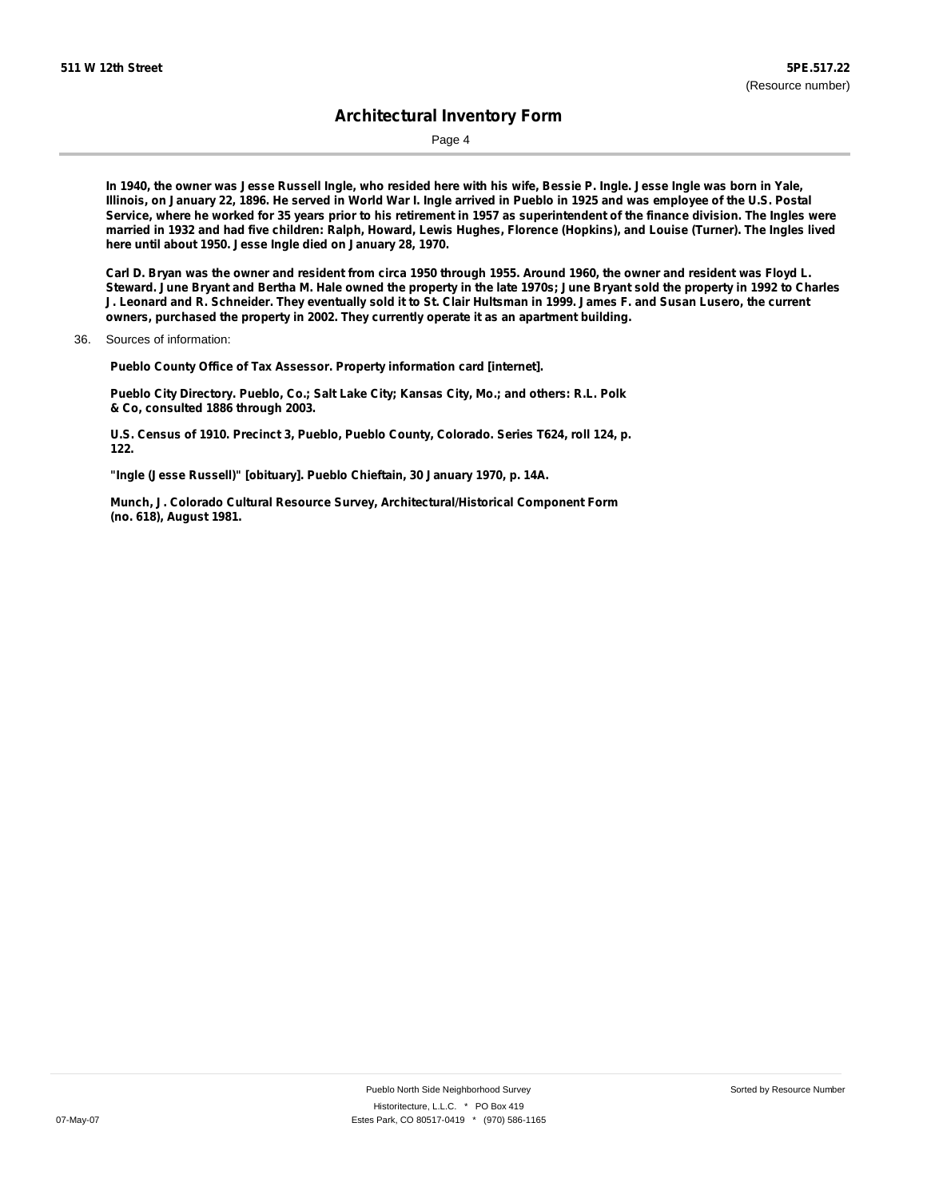**In 1940, the owner was Jesse Russell Ingle, who resided here with his wife, Bessie P. Ingle. Jesse Ingle was born in Yale, Illinois, on January 22, 1896. He served in World War I. Ingle arrived in Pueblo in 1925 and was employee of the U.S. Postal Service, where he worked for 35 years prior to his retirement in 1957 as superintendent of the finance division. The Ingles were married in 1932 and had five children: Ralph, Howard, Lewis Hughes, Florence (Hopkins), and Louise (Turner). The Ingles lived here until about 1950. Jesse Ingle died on January 28, 1970.**

**Carl D. Bryan was the owner and resident from circa 1950 through 1955. Around 1960, the owner and resident was Floyd L. Steward. June Bryant and Bertha M. Hale owned the property in the late 1970s; June Bryant sold the property in 1992 to Charles J. Leonard and R. Schneider. They eventually sold it to St. Clair Hultsman in 1999. James F. and Susan Lusero, the current owners, purchased the property in 2002. They currently operate it as an apartment building.**

36. Sources of information:

**Pueblo County Office of Tax Assessor. Property information card [internet].**

**Pueblo City Directory. Pueblo, Co.; Salt Lake City; Kansas City, Mo.; and others: R.L. Polk & Co, consulted 1886 through 2003.**

**U.S. Census of 1910. Precinct 3, Pueblo, Pueblo County, Colorado. Series T624, roll 124, p. 122.**

**"Ingle (Jesse Russell)" [obituary]. Pueblo Chieftain, 30 January 1970, p. 14A.**

**Munch, J. Colorado Cultural Resource Survey, Architectural/Historical Component Form (no. 618), August 1981.**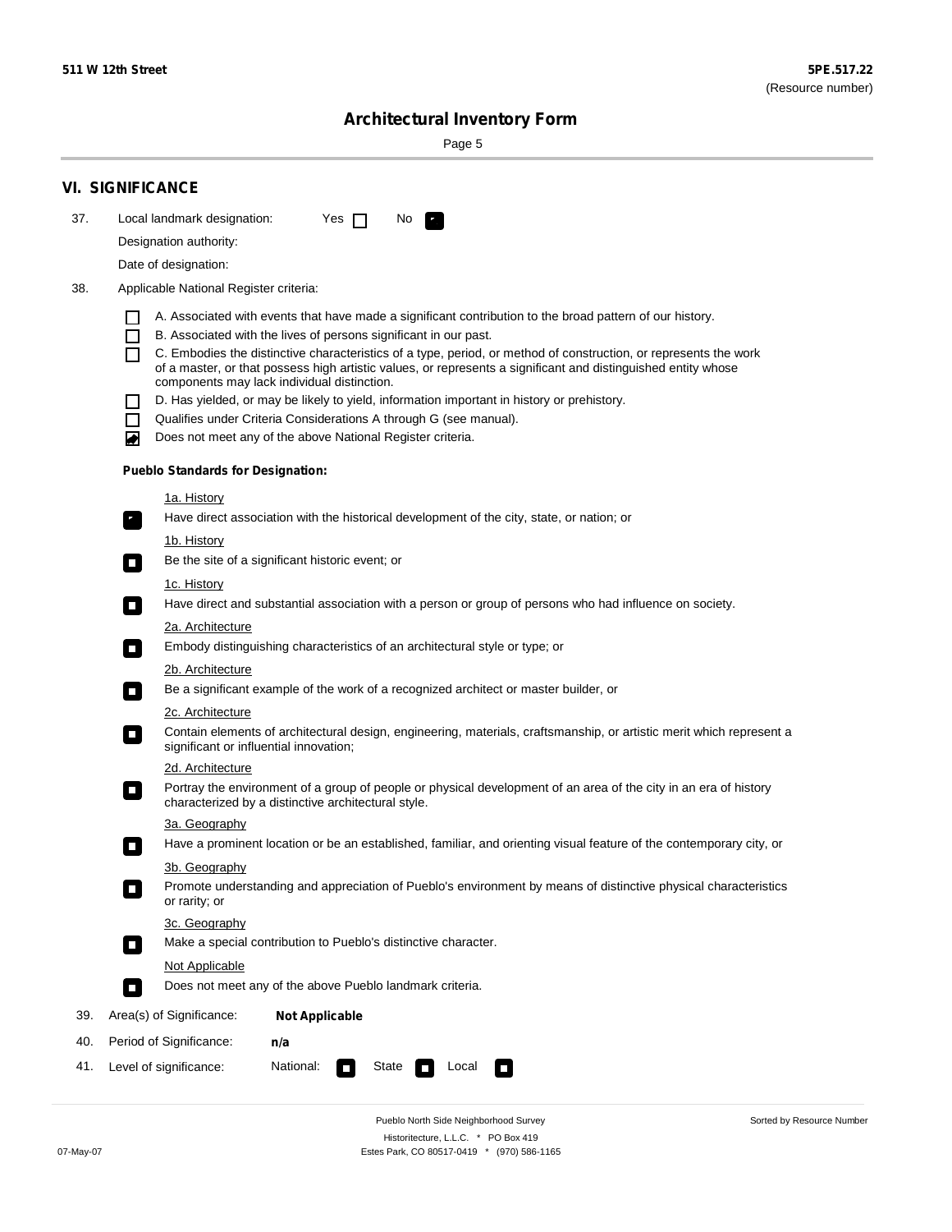**511 W 12th Street** **5PE.517.22**
(Resource number)

## Architectural Inventory Form

## VI. SIGNIFICANCE

37. Local landmark designation: Yes ☐ No ☑

    Designation authority:

    Date of designation:

38. Applicable National Register criteria:

    - ☐ A. Associated with events that have made a significant contribution to the broad pattern of our history.
    - ☐ B. Associated with the lives of persons significant in our past.
    - ☐ C. Embodies the distinctive characteristics of a type, period, or method of construction, or represents the work of a master, or that possess high artistic values, or represents a significant and distinguished entity whose components may lack individual distinction.
    - ☐ D. Has yielded, or may be likely to yield, information important in history or prehistory.
    - ☐ Qualifies under Criteria Considerations A through G (see manual).
    - ☑ Does not meet any of the above National Register criteria.

    **Pueblo Standards for Designation:**

    1a. History
    ☑ Have direct association with the historical development of the city, state, or nation; or

    1b. History
    ☐ Be the site of a significant historic event; or

    1c. History
    ☐ Have direct and substantial association with a person or group of persons who had influence on society.

    2a. Architecture
    ☐ Embody distinguishing characteristics of an architectural style or type; or

    2b. Architecture
    ☐ Be a significant example of the work of a recognized architect or master builder, or

    2c. Architecture
    ☐ Contain elements of architectural design, engineering, materials, craftsmanship, or artistic merit which represent a significant or influential innovation;

    2d. Architecture
    ☐ Portray the environment of a group of people or physical development of an area of the city in an era of history characterized by a distinctive architectural style.

    3a. Geography
    ☐ Have a prominent location or be an established, familiar, and orienting visual feature of the contemporary city, or

    3b. Geography
    ☐ Promote understanding and appreciation of Pueblo's environment by means of distinctive physical characteristics or rarity; or

    3c. Geography
    ☐ Make a special contribution to Pueblo's distinctive character.

    Not Applicable
    ☐ Does not meet any of the above Pueblo landmark criteria.

39. Area(s) of Significance: **Not Applicable**

40. Period of Significance: **n/a**

41. Level of significance: National: ☐ State ☐ Local ☐

Pueblo North Side Neighborhood Survey
Historitecture, L.L.C. * PO Box 419
Estes Park, CO 80517-0419 * (970) 586-1165

07-May-07

Sorted by Resource Number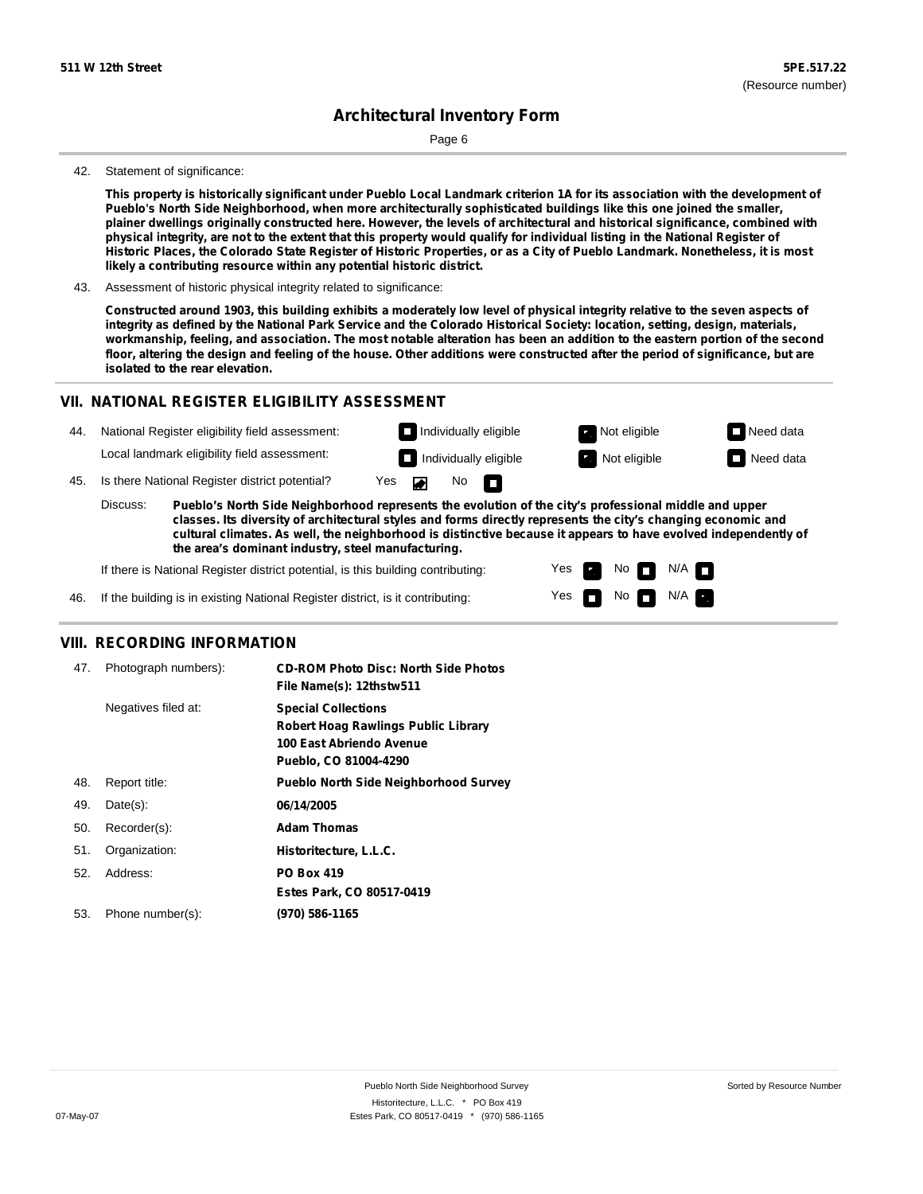**511 W 12th Street** **5PE.517.22**
(Resource number)

# Architectural Inventory Form

42. Statement of significance:

**This property is historically significant under Pueblo Local Landmark criterion 1A for its association with the development of Pueblo's North Side Neighborhood, when more architecturally sophisticated buildings like this one joined the smaller, plainer dwellings originally constructed here. However, the levels of architectural and historical significance, combined with physical integrity, are not to the extent that this property would qualify for individual listing in the National Register of Historic Places, the Colorado State Register of Historic Properties, or as a City of Pueblo Landmark. Nonetheless, it is most likely a contributing resource within any potential historic district.**

43. Assessment of historic physical integrity related to significance:

**Constructed around 1903, this building exhibits a moderately low level of physical integrity relative to the seven aspects of integrity as defined by the National Park Service and the Colorado Historical Society: location, setting, design, materials, workmanship, feeling, and association. The most notable alteration has been an addition to the eastern portion of the second floor, altering the design and feeling of the house. Other additions were constructed after the period of significance, but are isolated to the rear elevation.**

## VII. NATIONAL REGISTER ELIGIBILITY ASSESSMENT

44. National Register eligibility field assessment: ☐ Individually eligible ☑ Not eligible ☐ Need data

Local landmark eligibility field assessment: ☐ Individually eligible ☑ Not eligible ☐ Need data

45. Is there National Register district potential? Yes ☑ No ☐

Discuss: **Pueblo's North Side Neighborhood represents the evolution of the city's professional middle and upper classes. Its diversity of architectural styles and forms directly represents the city's changing economic and cultural climates. As well, the neighborhood is distinctive because it appears to have evolved independently of the area's dominant industry, steel manufacturing.**

If there is National Register district potential, is this building contributing: Yes ☑ No ☐ N/A ☐

46. If the building is in existing National Register district, is it contributing: Yes ☐ No ☐ N/A ☑

## VIII. RECORDING INFORMATION

47. Photograph numbers): **CD-ROM Photo Disc: North Side Photos**
**File Name(s): 12thstw511**

Negatives filed at: **Special Collections**
**Robert Hoag Rawlings Public Library**
**100 East Abriendo Avenue**
**Pueblo, CO 81004-4290**

48. Report title: **Pueblo North Side Neighborhood Survey**

49. Date(s): **06/14/2005**

50. Recorder(s): **Adam Thomas**

51. Organization: **Historitecture, L.L.C.**

52. Address: **PO Box 419**
**Estes Park, CO 80517-0419**

53. Phone number(s): **(970) 586-1165**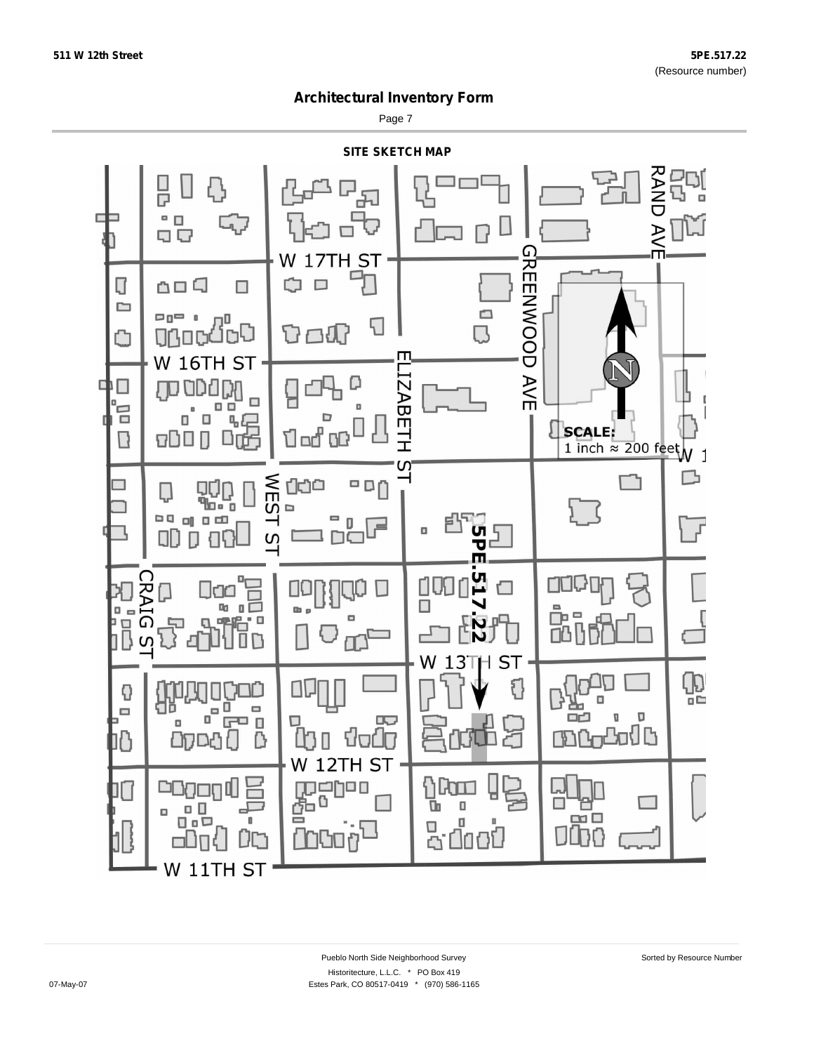511 W 12th Street

5PE.517.22
(Resource number)

# Architectural Inventory Form

## SITE SKETCH MAP

W 17TH ST

RAND AVE

GREENWOOD AVE

W 16TH ST

ELIZABETH ST

SCALE:
1 inch ≈ 200 feet

WEST ST

5PE.517.22

CRAIG ST

W 13TH ST

W 12TH ST

W 11TH ST

Pueblo North Side Neighborhood Survey

Sorted by Resource Number

Historitecture, L.L.C. * PO Box 419
Estes Park, CO 80517-0419 * (970) 586-1165

07-May-07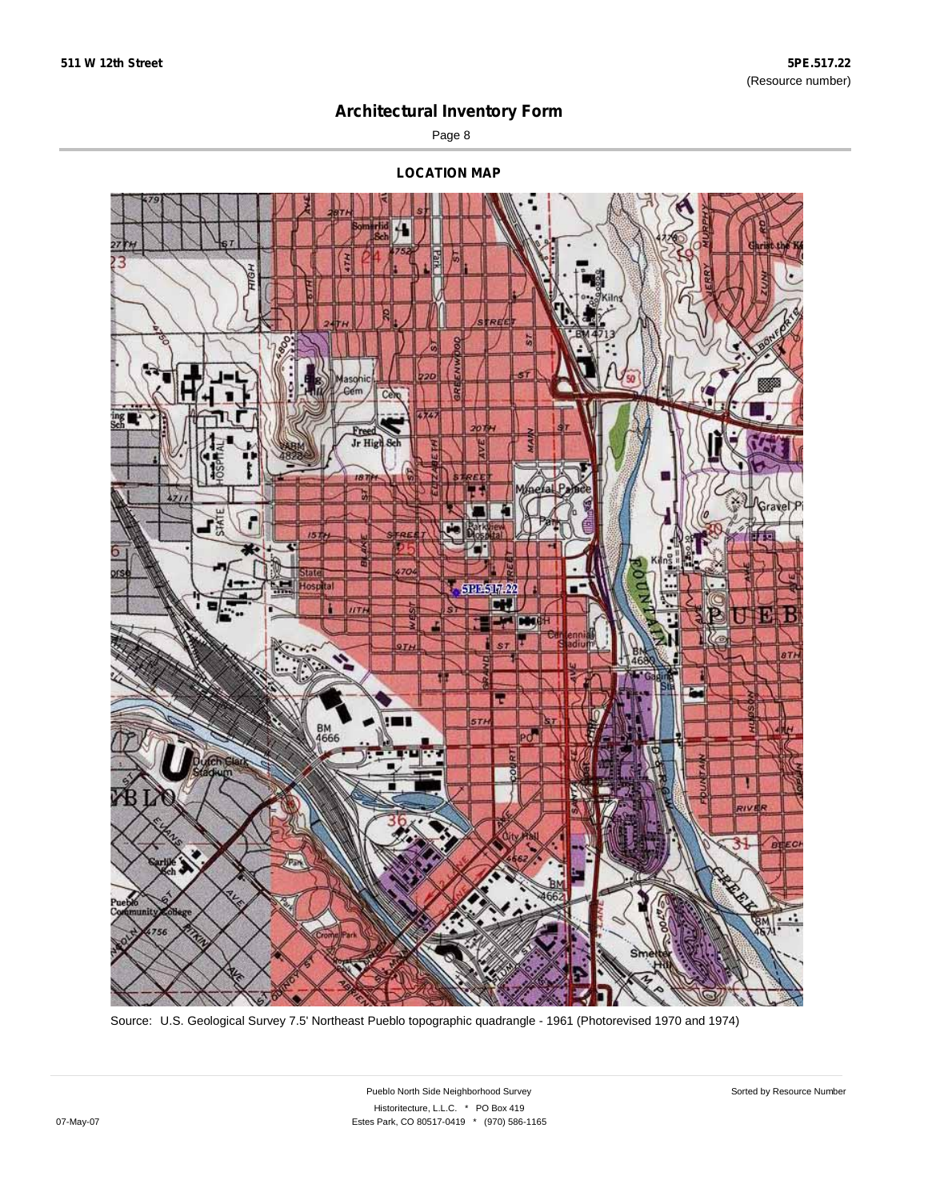# Architectural Inventory Form

## LOCATION MAP

Source: U.S. Geological Survey 7.5' Northeast Pueblo topographic quadrangle - 1961 (Photorevised 1970 and 1974)